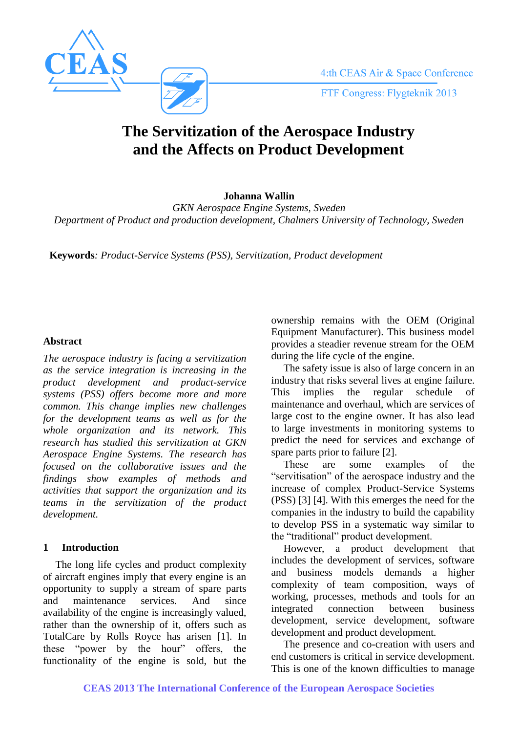# The Servitization of the Aerospace Industry and the Affects on Product Development

**Johanna Wallin**
*GKN Aerospace Engine Systems, Sweden*
*Department of Product and production development, Chalmers University of Technology, Sweden*

**Keywords**: *Product-Service Systems (PSS), Servitization, Product development*

## Abstract

*The aerospace industry is facing a servitization as the service integration is increasing in the product development and product-service systems (PSS) offers become more and more common. This change implies new challenges for the development teams as well as for the whole organization and its network. This research has studied this servitization at GKN Aerospace Engine Systems. The research has focused on the collaborative issues and the findings show examples of methods and activities that support the organization and its teams in the servitization of the product development.*

## 1 Introduction

The long life cycles and product complexity of aircraft engines imply that every engine is an opportunity to supply a stream of spare parts and maintenance services. And since availability of the engine is increasingly valued, rather than the ownership of it, offers such as TotalCare by Rolls Royce has arisen [1]. In these "power by the hour" offers, the functionality of the engine is sold, but the ownership remains with the OEM (Original Equipment Manufacturer). This business model provides a steadier revenue stream for the OEM during the life cycle of the engine.

The safety issue is also of large concern in an industry that risks several lives at engine failure. This implies the regular schedule of maintenance and overhaul, which are services of large cost to the engine owner. It has also lead to large investments in monitoring systems to predict the need for services and exchange of spare parts prior to failure [2].

These are some examples of the "servitisation" of the aerospace industry and the increase of complex Product-Service Systems (PSS) [3] [4]. With this emerges the need for the companies in the industry to build the capability to develop PSS in a systematic way similar to the "traditional" product development.

However, a product development that includes the development of services, software and business models demands a higher complexity of team composition, ways of working, processes, methods and tools for an integrated connection between business development, service development, software development and product development.

The presence and co-creation with users and end customers is critical in service development. This is one of the known difficulties to manage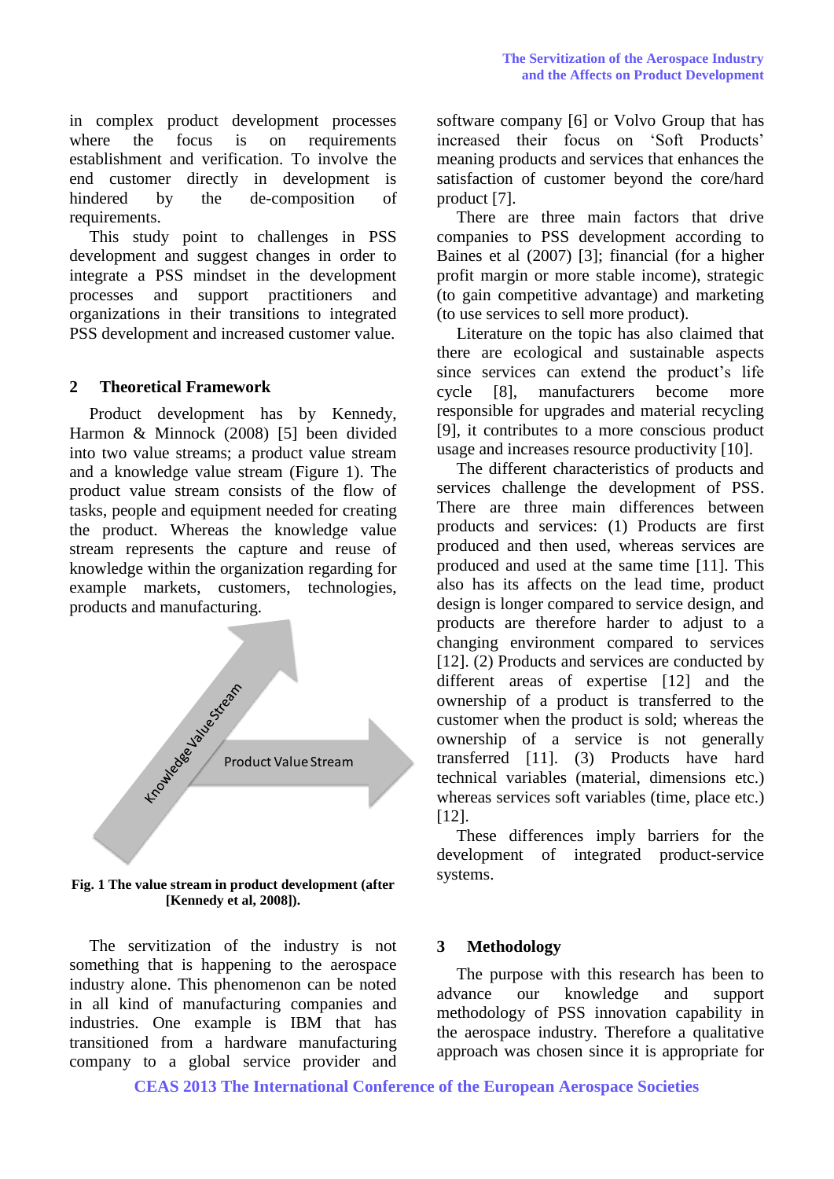in complex product development processes where the focus is on requirements establishment and verification. To involve the end customer directly in development is hindered by the de-composition of requirements.

This study point to challenges in PSS development and suggest changes in order to integrate a PSS mindset in the development processes and support practitioners and organizations in their transitions to integrated PSS development and increased customer value.

## 2 Theoretical Framework

Product development has by Kennedy, Harmon & Minnock (2008) [5] been divided into two value streams; a product value stream and a knowledge value stream (Figure 1). The product value stream consists of the flow of tasks, people and equipment needed for creating the product. Whereas the knowledge value stream represents the capture and reuse of knowledge within the organization regarding for example markets, customers, technologies, products and manufacturing.

**Fig. 1 The value stream in product development (after [Kennedy et al, 2008]).**

The servitization of the industry is not something that is happening to the aerospace industry alone. This phenomenon can be noted in all kind of manufacturing companies and industries. One example is IBM that has transitioned from a hardware manufacturing company to a global service provider and software company [6] or Volvo Group that has increased their focus on 'Soft Products' meaning products and services that enhances the satisfaction of customer beyond the core/hard product [7].

There are three main factors that drive companies to PSS development according to Baines et al (2007) [3]; financial (for a higher profit margin or more stable income), strategic (to gain competitive advantage) and marketing (to use services to sell more product).

Literature on the topic has also claimed that there are ecological and sustainable aspects since services can extend the product's life cycle [8], manufacturers become more responsible for upgrades and material recycling [9], it contributes to a more conscious product usage and increases resource productivity [10].

The different characteristics of products and services challenge the development of PSS. There are three main differences between products and services: (1) Products are first produced and then used, whereas services are produced and used at the same time [11]. This also has its affects on the lead time, product design is longer compared to service design, and products are therefore harder to adjust to a changing environment compared to services [12]. (2) Products and services are conducted by different areas of expertise [12] and the ownership of a product is transferred to the customer when the product is sold; whereas the ownership of a service is not generally transferred [11]. (3) Products have hard technical variables (material, dimensions etc.) whereas services soft variables (time, place etc.) [12].

These differences imply barriers for the development of integrated product-service systems.

## 3 Methodology

The purpose with this research has been to advance our knowledge and support methodology of PSS innovation capability in the aerospace industry. Therefore a qualitative approach was chosen since it is appropriate for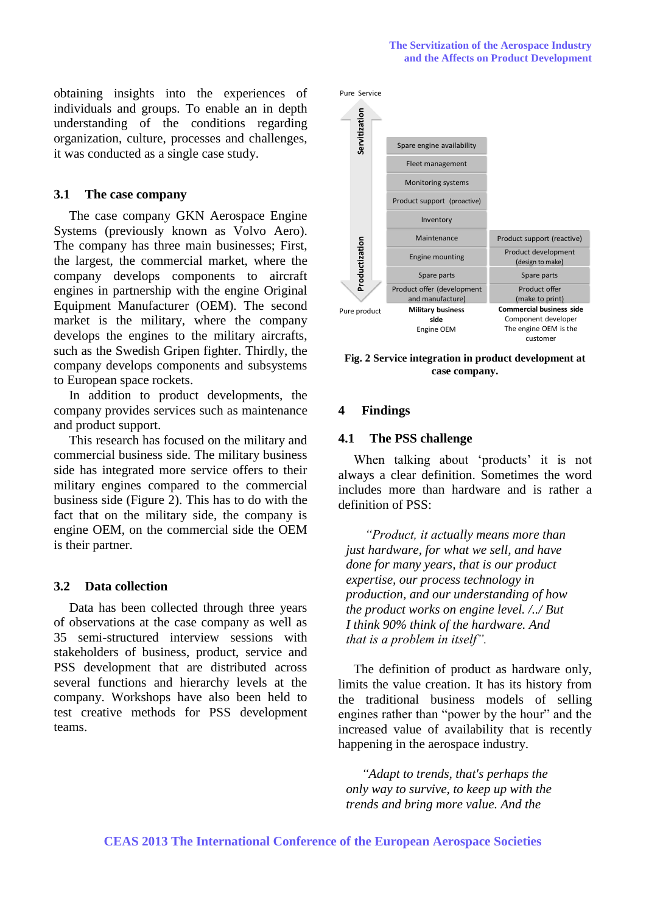obtaining insights into the experiences of individuals and groups. To enable an in depth understanding of the conditions regarding organization, culture, processes and challenges, it was conducted as a single case study.

## 3.1 The case company

The case company GKN Aerospace Engine Systems (previously known as Volvo Aero). The company has three main businesses; First, the largest, the commercial market, where the company develops components to aircraft engines in partnership with the engine Original Equipment Manufacturer (OEM). The second market is the military, where the company develops the engines to the military aircrafts, such as the Swedish Gripen fighter. Thirdly, the company develops components and subsystems to European space rockets.

In addition to product developments, the company provides services such as maintenance and product support.

This research has focused on the military and commercial business side. The military business side has integrated more service offers to their military engines compared to the commercial business side (Figure 2). This has to do with the fact that on the military side, the company is engine OEM, on the commercial side the OEM is their partner.

## 3.2 Data collection

Data has been collected through three years of observations at the case company as well as 35 semi-structured interview sessions with stakeholders of business, product, service and PSS development that are distributed across several functions and hierarchy levels at the company. Workshops have also been held to test creative methods for PSS development teams.

| Pure Service ↑ Servitization / Productization ↓ Pure product | **Military business side** Engine OEM | **Commercial business side** Component developer The engine OEM is the customer |
|---|---|---|
| | Spare engine availability | |
| | Fleet management | |
| | Monitoring systems | |
| | Product support (proactive) | |
| | Inventory | |
| | Maintenance | Product support (reactive) |
| | Engine mounting | Product development (design to make) |
| | Spare parts | Spare parts |
| | Product offer (development and manufacture) | Product offer (make to print) |

**Fig. 2 Service integration in product development at case company.**

# 4 Findings

## 4.1 The PSS challenge

When talking about 'products' it is not always a clear definition. Sometimes the word includes more than hardware and is rather a definition of PSS:

> *"Product, it actually means more than just hardware, for what we sell, and have done for many years, that is our product expertise, our process technology in production, and our understanding of how the product works on engine level. /../ But I think 90% think of the hardware. And that is a problem in itself".*

The definition of product as hardware only, limits the value creation. It has its history from the traditional business models of selling engines rather than "power by the hour" and the increased value of availability that is recently happening in the aerospace industry.

> *"Adapt to trends, that's perhaps the only way to survive, to keep up with the trends and bring more value. And the*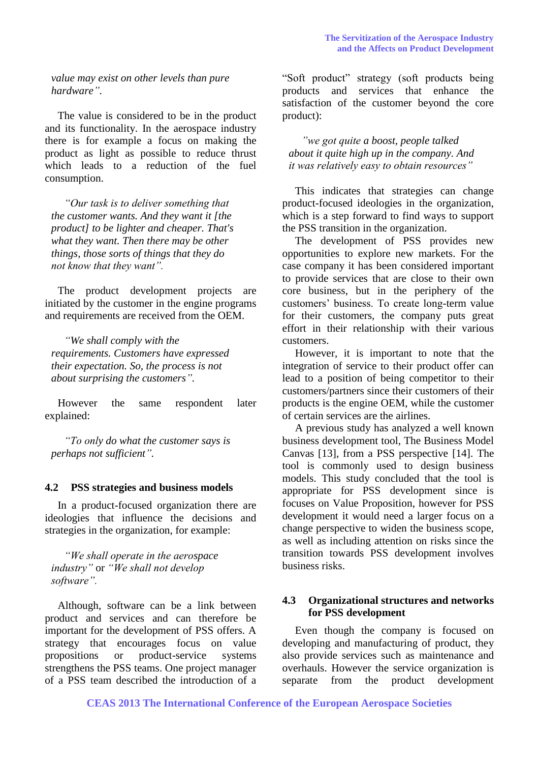*value may exist on other levels than pure hardware".*

The value is considered to be in the product and its functionality. In the aerospace industry there is for example a focus on making the product as light as possible to reduce thrust which leads to a reduction of the fuel consumption.

> *"Our task is to deliver something that the customer wants. And they want it [the product] to be lighter and cheaper. That's what they want. Then there may be other things, those sorts of things that they do not know that they want".*

The product development projects are initiated by the customer in the engine programs and requirements are received from the OEM.

> *"We shall comply with the requirements. Customers have expressed their expectation. So, the process is not about surprising the customers".*

However the same respondent later explained:

> *"To only do what the customer says is perhaps not sufficient".*

### 4.2 PSS strategies and business models

In a product-focused organization there are ideologies that influence the decisions and strategies in the organization, for example:

> *"We shall operate in the aerospace industry"* or *"We shall not develop software".*

Although, software can be a link between product and services and can therefore be important for the development of PSS offers. A strategy that encourages focus on value propositions or product-service systems strengthens the PSS teams. One project manager of a PSS team described the introduction of a "Soft product" strategy (soft products being products and services that enhance the satisfaction of the customer beyond the core product):

> *"we got quite a boost, people talked about it quite high up in the company. And it was relatively easy to obtain resources"*

This indicates that strategies can change product-focused ideologies in the organization, which is a step forward to find ways to support the PSS transition in the organization.

The development of PSS provides new opportunities to explore new markets. For the case company it has been considered important to provide services that are close to their own core business, but in the periphery of the customers' business. To create long-term value for their customers, the company puts great effort in their relationship with their various customers.

However, it is important to note that the integration of service to their product offer can lead to a position of being competitor to their customers/partners since their customers of their products is the engine OEM, while the customer of certain services are the airlines.

A previous study has analyzed a well known business development tool, The Business Model Canvas [13], from a PSS perspective [14]. The tool is commonly used to design business models. This study concluded that the tool is appropriate for PSS development since is focuses on Value Proposition, however for PSS development it would need a larger focus on a change perspective to widen the business scope, as well as including attention on risks since the transition towards PSS development involves business risks.

### 4.3 Organizational structures and networks for PSS development

Even though the company is focused on developing and manufacturing of product, they also provide services such as maintenance and overhauls. However the service organization is separate from the product development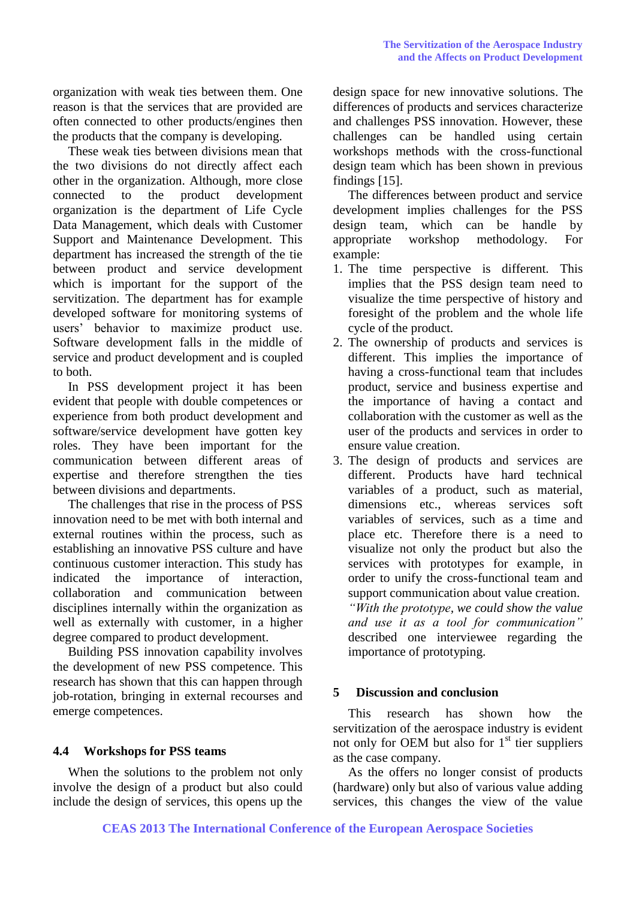organization with weak ties between them. One reason is that the services that are provided are often connected to other products/engines then the products that the company is developing.

These weak ties between divisions mean that the two divisions do not directly affect each other in the organization. Although, more close connected to the product development organization is the department of Life Cycle Data Management, which deals with Customer Support and Maintenance Development. This department has increased the strength of the tie between product and service development which is important for the support of the servitization. The department has for example developed software for monitoring systems of users' behavior to maximize product use. Software development falls in the middle of service and product development and is coupled to both.

In PSS development project it has been evident that people with double competences or experience from both product development and software/service development have gotten key roles. They have been important for the communication between different areas of expertise and therefore strengthen the ties between divisions and departments.

The challenges that rise in the process of PSS innovation need to be met with both internal and external routines within the process, such as establishing an innovative PSS culture and have continuous customer interaction. This study has indicated the importance of interaction, collaboration and communication between disciplines internally within the organization as well as externally with customer, in a higher degree compared to product development.

Building PSS innovation capability involves the development of new PSS competence. This research has shown that this can happen through job-rotation, bringing in external recourses and emerge competences.

### 4.4 Workshops for PSS teams

When the solutions to the problem not only involve the design of a product but also could include the design of services, this opens up the design space for new innovative solutions. The differences of products and services characterize and challenges PSS innovation. However, these challenges can be handled using certain workshops methods with the cross-functional design team which has been shown in previous findings [15].

The differences between product and service development implies challenges for the PSS design team, which can be handle by appropriate workshop methodology. For example:

1. The time perspective is different. This implies that the PSS design team need to visualize the time perspective of history and foresight of the problem and the whole life cycle of the product.
2. The ownership of products and services is different. This implies the importance of having a cross-functional team that includes product, service and business expertise and the importance of having a contact and collaboration with the customer as well as the user of the products and services in order to ensure value creation.
3. The design of products and services are different. Products have hard technical variables of a product, such as material, dimensions etc., whereas services soft variables of services, such as a time and place etc. Therefore there is a need to visualize not only the product but also the services with prototypes for example, in order to unify the cross-functional team and support communication about value creation. *"With the prototype, we could show the value and use it as a tool for communication"* described one interviewee regarding the importance of prototyping.

## 5 Discussion and conclusion

This research has shown how the servitization of the aerospace industry is evident not only for OEM but also for 1st tier suppliers as the case company.

As the offers no longer consist of products (hardware) only but also of various value adding services, this changes the view of the value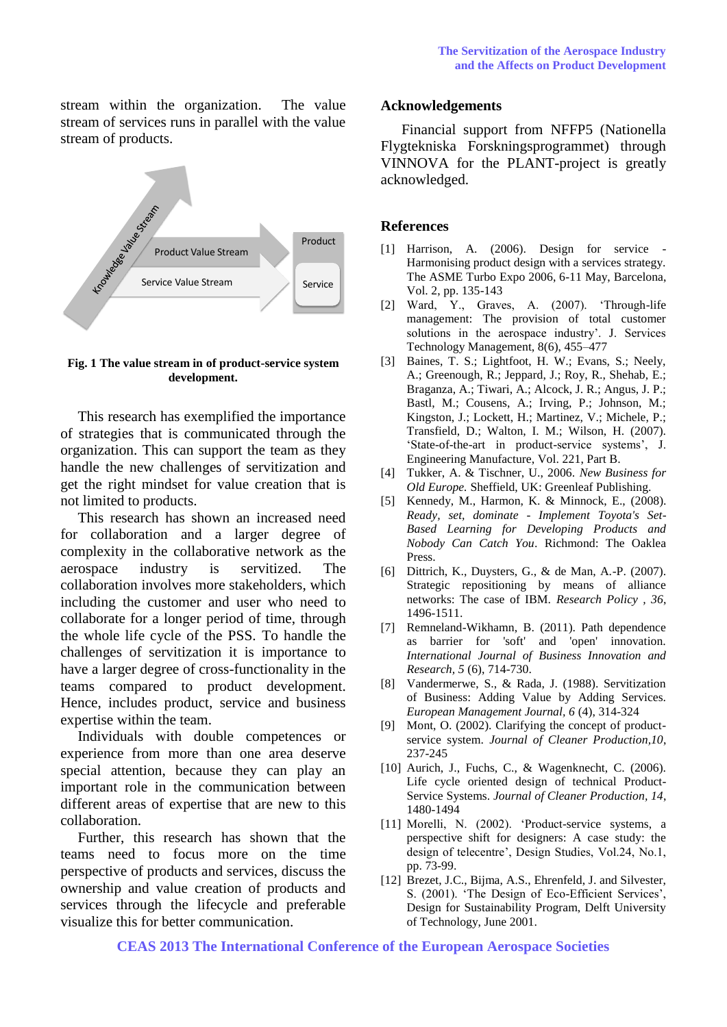stream within the organization. The value stream of services runs in parallel with the value stream of products.

**Fig. 1 The value stream in of product-service system development.**

This research has exemplified the importance of strategies that is communicated through the organization. This can support the team as they handle the new challenges of servitization and get the right mindset for value creation that is not limited to products.

This research has shown an increased need for collaboration and a larger degree of complexity in the collaborative network as the aerospace industry is servitized. The collaboration involves more stakeholders, which including the customer and user who need to collaborate for a longer period of time, through the whole life cycle of the PSS. To handle the challenges of servitization it is importance to have a larger degree of cross-functionality in the teams compared to product development. Hence, includes product, service and business expertise within the team.

Individuals with double competences or experience from more than one area deserve special attention, because they can play an important role in the communication between different areas of expertise that are new to this collaboration.

Further, this research has shown that the teams need to focus more on the time perspective of products and services, discuss the ownership and value creation of products and services through the lifecycle and preferable visualize this for better communication.

## Acknowledgements

Financial support from NFFP5 (Nationella Flygtekniska Forskningsprogrammet) through VINNOVA for the PLANT-project is greatly acknowledged.

## References

[1] Harrison, A. (2006). Design for service - Harmonising product design with a services strategy. The ASME Turbo Expo 2006, 6-11 May, Barcelona, Vol. 2, pp. 135-143

[2] Ward, Y., Graves, A. (2007). 'Through-life management: The provision of total customer solutions in the aerospace industry'. J. Services Technology Management, 8(6), 455–477

[3] Baines, T. S.; Lightfoot, H. W.; Evans, S.; Neely, A.; Greenough, R.; Jeppard, J.; Roy, R., Shehab, E.; Braganza, A.; Tiwari, A.; Alcock, J. R.; Angus, J. P.; Bastl, M.; Cousens, A.; Irving, P.; Johnson, M.; Kingston, J.; Lockett, H.; Martinez, V.; Michele, P.; Transfield, D.; Walton, I. M.; Wilson, H. (2007). 'State-of-the-art in product-service systems', J. Engineering Manufacture, Vol. 221, Part B.

[4] Tukker, A. & Tischner, U., 2006. *New Business for Old Europe.* Sheffield, UK: Greenleaf Publishing.

[5] Kennedy, M., Harmon, K. & Minnock, E., (2008). *Ready, set, dominate - Implement Toyota's Set-Based Learning for Developing Products and Nobody Can Catch You*. Richmond: The Oaklea Press.

[6] Dittrich, K., Duysters, G., & de Man, A.-P. (2007). Strategic repositioning by means of alliance networks: The case of IBM. *Research Policy , 36*, 1496-1511.

[7] Remneland-Wikhamn, B. (2011). Path dependence as barrier for 'soft' and 'open' innovation. *International Journal of Business Innovation and Research, 5* (6), 714-730.

[8] Vandermerwe, S., & Rada, J. (1988). Servitization of Business: Adding Value by Adding Services. *European Management Journal, 6* (4), 314-324

[9] Mont, O. (2002). Clarifying the concept of product-service system. *Journal of Cleaner Production,10*, 237-245

[10] Aurich, J., Fuchs, C., & Wagenknecht, C. (2006). Life cycle oriented design of technical Product-Service Systems. *Journal of Cleaner Production*, *14*, 1480-1494

[11] Morelli, N. (2002). 'Product-service systems, a perspective shift for designers: A case study: the design of telecentre', Design Studies, Vol.24, No.1, pp. 73-99.

[12] Brezet, J.C., Bijma, A.S., Ehrenfeld, J. and Silvester, S. (2001). 'The Design of Eco-Efficient Services', Design for Sustainability Program, Delft University of Technology, June 2001.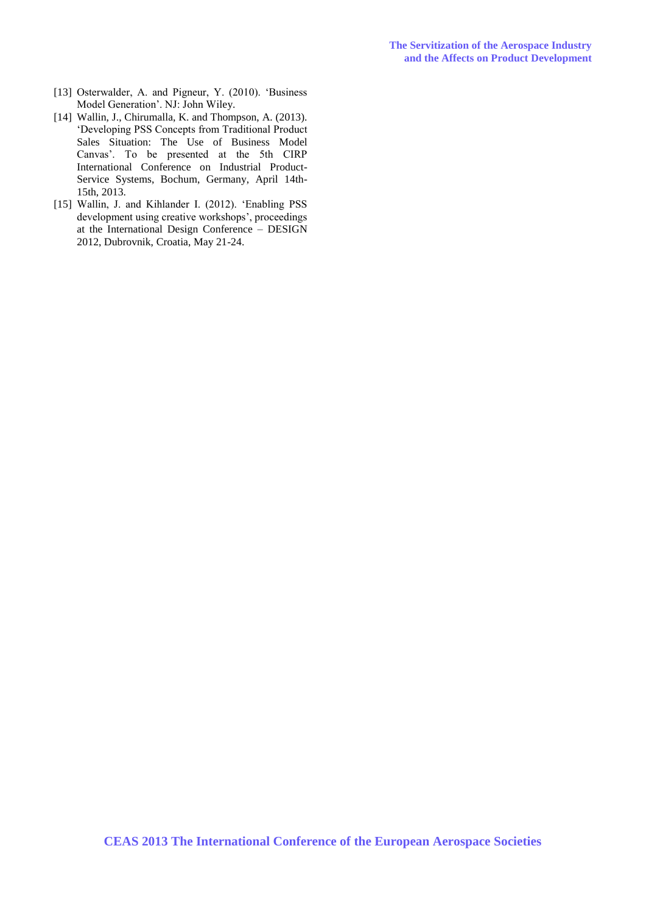[13] Osterwalder, A. and Pigneur, Y. (2010). 'Business Model Generation'. NJ: John Wiley.

[14] Wallin, J., Chirumalla, K. and Thompson, A. (2013). 'Developing PSS Concepts from Traditional Product Sales Situation: The Use of Business Model Canvas'. To be presented at the 5th CIRP International Conference on Industrial Product-Service Systems, Bochum, Germany, April 14th-15th, 2013.

[15] Wallin, J. and Kihlander I. (2012). 'Enabling PSS development using creative workshops', proceedings at the International Design Conference – DESIGN 2012, Dubrovnik, Croatia, May 21-24.